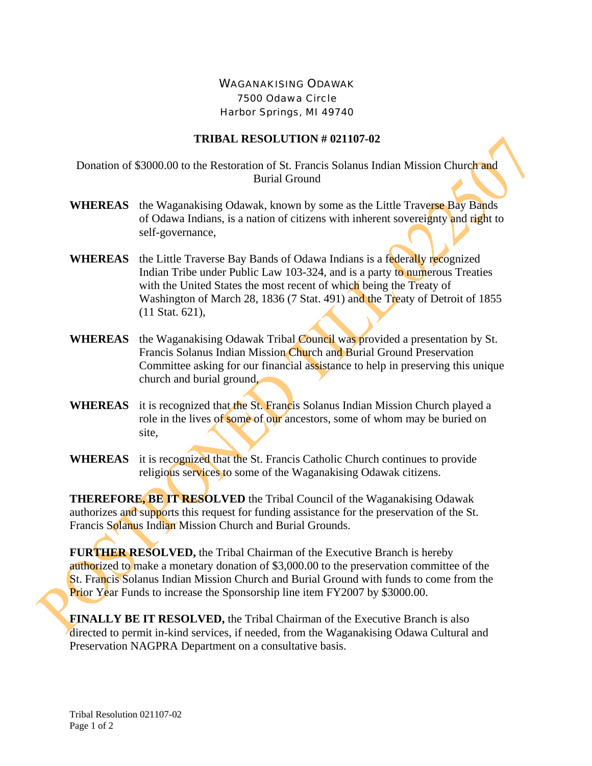WAGANAKISING ODAWAK
7500 Odawa Circle
Harbor Springs, MI 49740

# TRIBAL RESOLUTION # 021107-02

Donation of $3000.00 to the Restoration of St. Francis Solanus Indian Mission Church and Burial Ground

**WHEREAS** the Waganakising Odawak, known by some as the Little Traverse Bay Bands of Odawa Indians, is a nation of citizens with inherent sovereignty and right to self-governance,

**WHEREAS** the Little Traverse Bay Bands of Odawa Indians is a federally recognized Indian Tribe under Public Law 103-324, and is a party to numerous Treaties with the United States the most recent of which being the Treaty of Washington of March 28, 1836 (7 Stat. 491) and the Treaty of Detroit of 1855 (11 Stat. 621),

**WHEREAS** the Waganakising Odawak Tribal Council was provided a presentation by St. Francis Solanus Indian Mission Church and Burial Ground Preservation Committee asking for our financial assistance to help in preserving this unique church and burial ground,

**WHEREAS** it is recognized that the St. Francis Solanus Indian Mission Church played a role in the lives of some of our ancestors, some of whom may be buried on site,

**WHEREAS** it is recognized that the St. Francis Catholic Church continues to provide religious services to some of the Waganakising Odawak citizens.

**THEREFORE, BE IT RESOLVED** the Tribal Council of the Waganakising Odawak authorizes and supports this request for funding assistance for the preservation of the St. Francis Solanus Indian Mission Church and Burial Grounds.

**FURTHER RESOLVED,** the Tribal Chairman of the Executive Branch is hereby authorized to make a monetary donation of $3,000.00 to the preservation committee of the St. Francis Solanus Indian Mission Church and Burial Ground with funds to come from the Prior Year Funds to increase the Sponsorship line item FY2007 by $3000.00.

**FINALLY BE IT RESOLVED,** the Tribal Chairman of the Executive Branch is also directed to permit in-kind services, if needed, from the Waganakising Odawa Cultural and Preservation NAGPRA Department on a consultative basis.

POSTPONED TILL 022507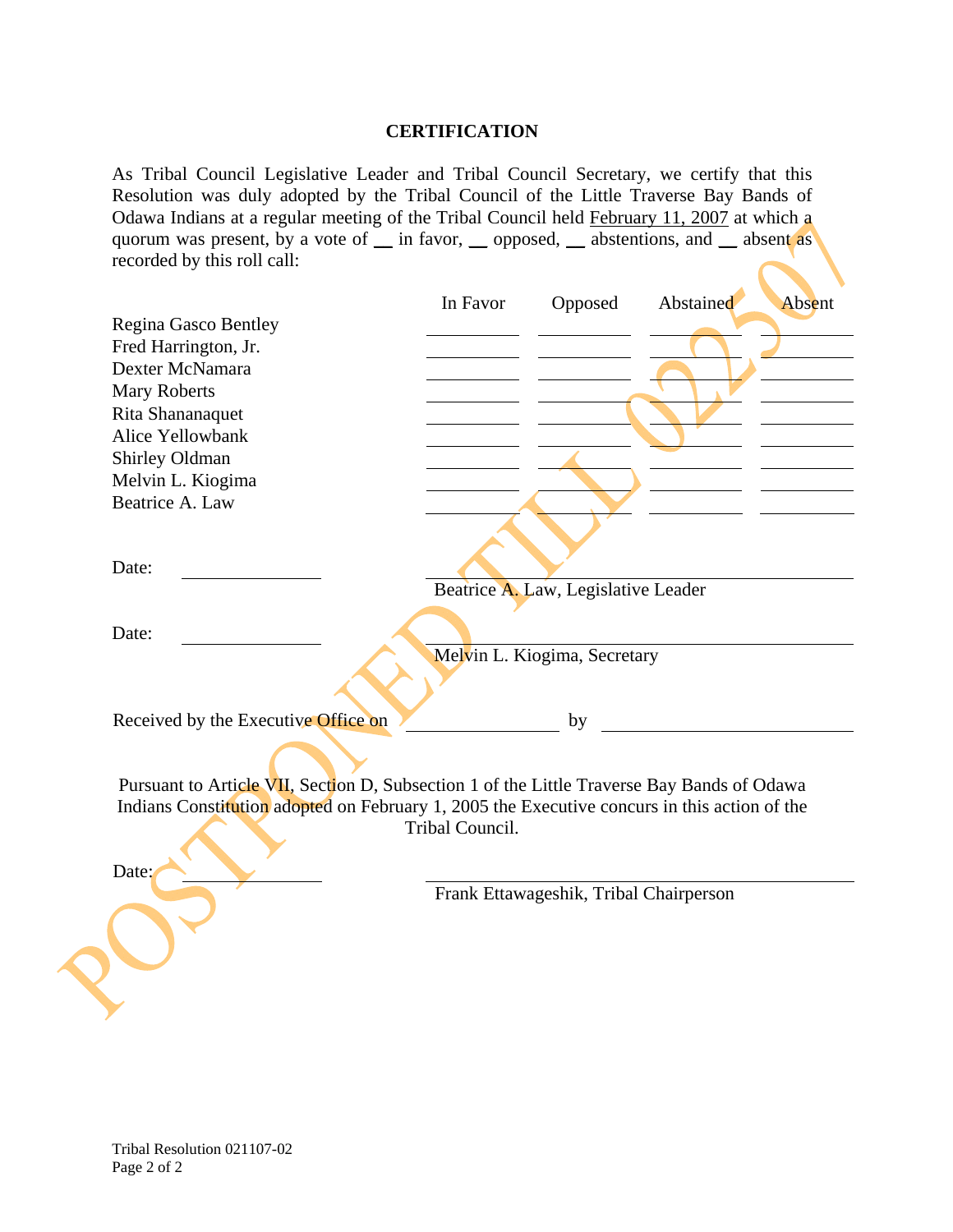## CERTIFICATION

As Tribal Council Legislative Leader and Tribal Council Secretary, we certify that this Resolution was duly adopted by the Tribal Council of the Little Traverse Bay Bands of Odawa Indians at a regular meeting of the Tribal Council held February 11, 2007 at which a quorum was present, by a vote of __ in favor, __ opposed, __ abstentions, and __ absent as recorded by this roll call:

| | In Favor | Opposed | Abstained | Absent |
|---|---|---|---|---|
| Regina Gasco Bentley | | | | |
| Fred Harrington, Jr. | | | | |
| Dexter McNamara | | | | |
| Mary Roberts | | | | |
| Rita Shananaquet | | | | |
| Alice Yellowbank | | | | |
| Shirley Oldman | | | | |
| Melvin L. Kiogima | | | | |
| Beatrice A. Law | | | | |

Date: ____________ ______________________________
Beatrice A. Law, Legislative Leader

Date: ____________ ______________________________
Melvin L. Kiogima, Secretary

Received by the Executive Office on ____________ by ______________________

Pursuant to Article VII, Section D, Subsection 1 of the Little Traverse Bay Bands of Odawa Indians Constitution adopted on February 1, 2005 the Executive concurs in this action of the Tribal Council.

Date: ____________ ______________________________
Frank Ettawageshik, Tribal Chairperson

POSTPONED TILL 022507

Tribal Resolution 021107-02